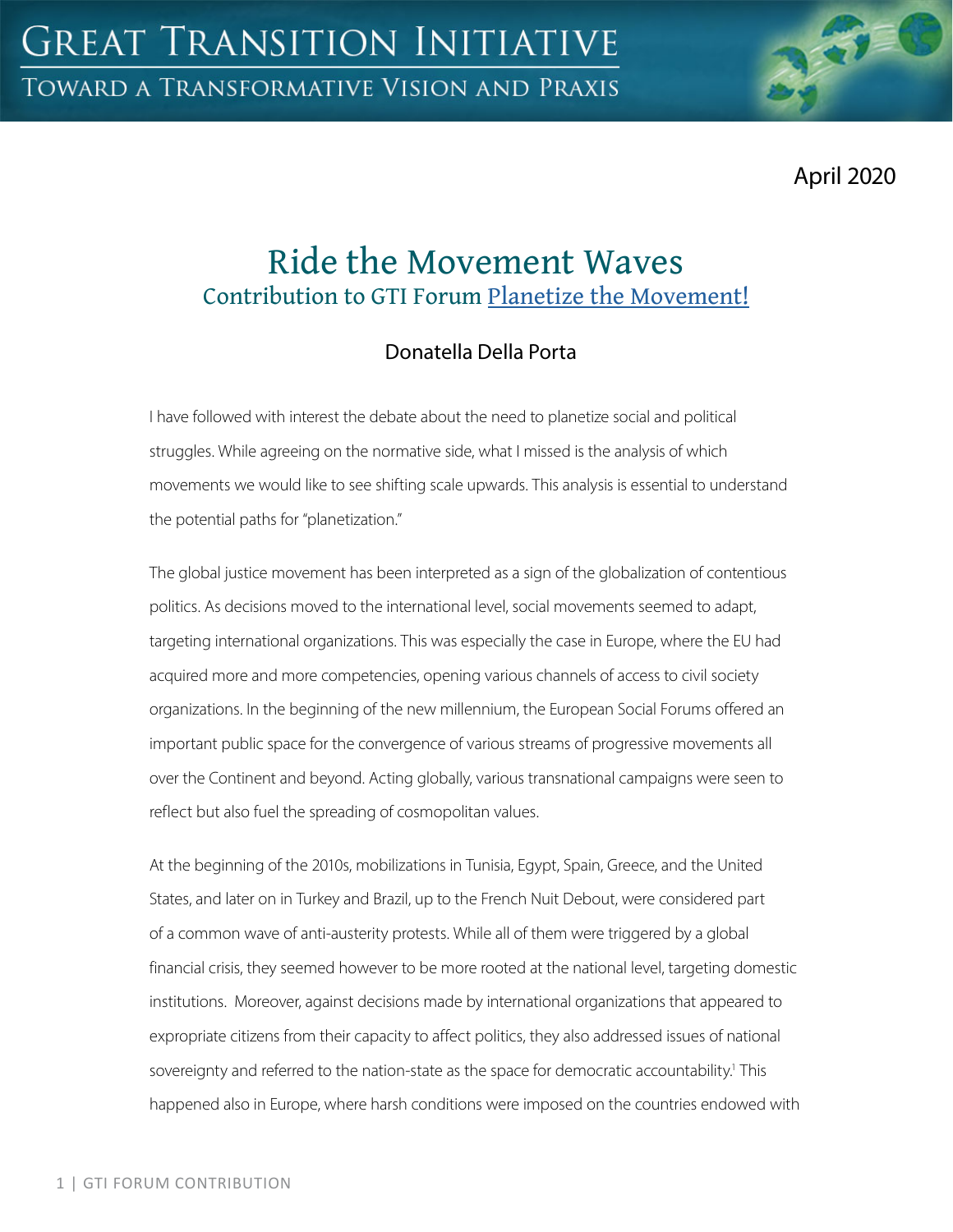GREAT TRANSITION INITIATIVE

TOWARD A TRANSFORMATIVE VISION AND PRAXIS

April 2020

# Ride the Movement Waves

## Contribution to GTI Forum Planetize the Movement!

Donatella Della Porta

I have followed with interest the debate about the need to planetize social and political struggles. While agreeing on the normative side, what I missed is the analysis of which movements we would like to see shifting scale upwards. This analysis is essential to understand the potential paths for "planetization."

The global justice movement has been interpreted as a sign of the globalization of contentious politics. As decisions moved to the international level, social movements seemed to adapt, targeting international organizations. This was especially the case in Europe, where the EU had acquired more and more competencies, opening various channels of access to civil society organizations. In the beginning of the new millennium, the European Social Forums offered an important public space for the convergence of various streams of progressive movements all over the Continent and beyond. Acting globally, various transnational campaigns were seen to reflect but also fuel the spreading of cosmopolitan values.

At the beginning of the 2010s, mobilizations in Tunisia, Egypt, Spain, Greece, and the United States, and later on in Turkey and Brazil, up to the French Nuit Debout, were considered part of a common wave of anti-austerity protests. While all of them were triggered by a global financial crisis, they seemed however to be more rooted at the national level, targeting domestic institutions. Moreover, against decisions made by international organizations that appeared to expropriate citizens from their capacity to affect politics, they also addressed issues of national sovereignty and referred to the nation-state as the space for democratic accountability.[1] This happened also in Europe, where harsh conditions were imposed on the countries endowed with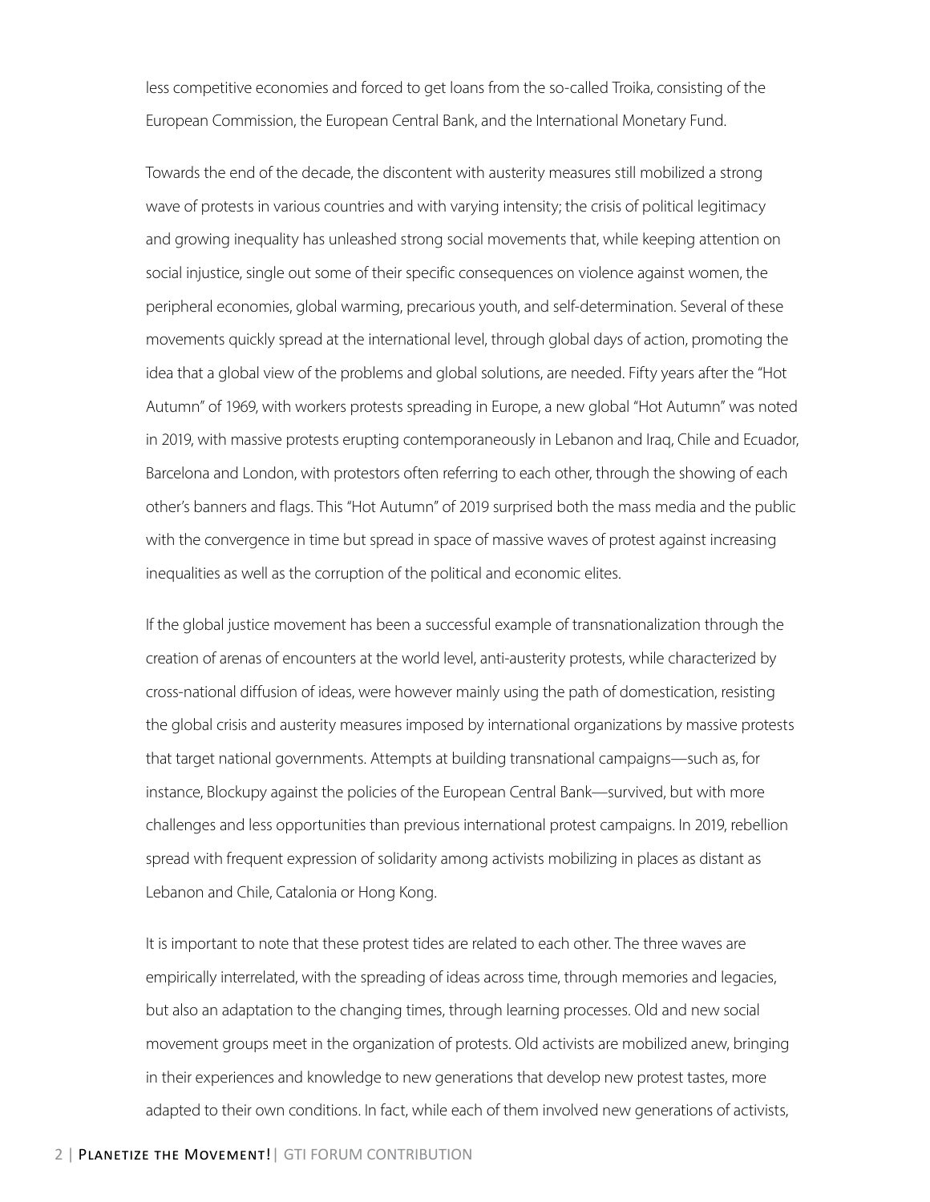less competitive economies and forced to get loans from the so-called Troika, consisting of the European Commission, the European Central Bank, and the International Monetary Fund.

Towards the end of the decade, the discontent with austerity measures still mobilized a strong wave of protests in various countries and with varying intensity; the crisis of political legitimacy and growing inequality has unleashed strong social movements that, while keeping attention on social injustice, single out some of their specific consequences on violence against women, the peripheral economies, global warming, precarious youth, and self-determination. Several of these movements quickly spread at the international level, through global days of action, promoting the idea that a global view of the problems and global solutions, are needed. Fifty years after the "Hot Autumn" of 1969, with workers protests spreading in Europe, a new global "Hot Autumn" was noted in 2019, with massive protests erupting contemporaneously in Lebanon and Iraq, Chile and Ecuador, Barcelona and London, with protestors often referring to each other, through the showing of each other's banners and flags. This "Hot Autumn" of 2019 surprised both the mass media and the public with the convergence in time but spread in space of massive waves of protest against increasing inequalities as well as the corruption of the political and economic elites.

If the global justice movement has been a successful example of transnationalization through the creation of arenas of encounters at the world level, anti-austerity protests, while characterized by cross-national diffusion of ideas, were however mainly using the path of domestication, resisting the global crisis and austerity measures imposed by international organizations by massive protests that target national governments. Attempts at building transnational campaigns—such as, for instance, Blockupy against the policies of the European Central Bank—survived, but with more challenges and less opportunities than previous international protest campaigns. In 2019, rebellion spread with frequent expression of solidarity among activists mobilizing in places as distant as Lebanon and Chile, Catalonia or Hong Kong.

It is important to note that these protest tides are related to each other. The three waves are empirically interrelated, with the spreading of ideas across time, through memories and legacies, but also an adaptation to the changing times, through learning processes. Old and new social movement groups meet in the organization of protests. Old activists are mobilized anew, bringing in their experiences and knowledge to new generations that develop new protest tastes, more adapted to their own conditions. In fact, while each of them involved new generations of activists,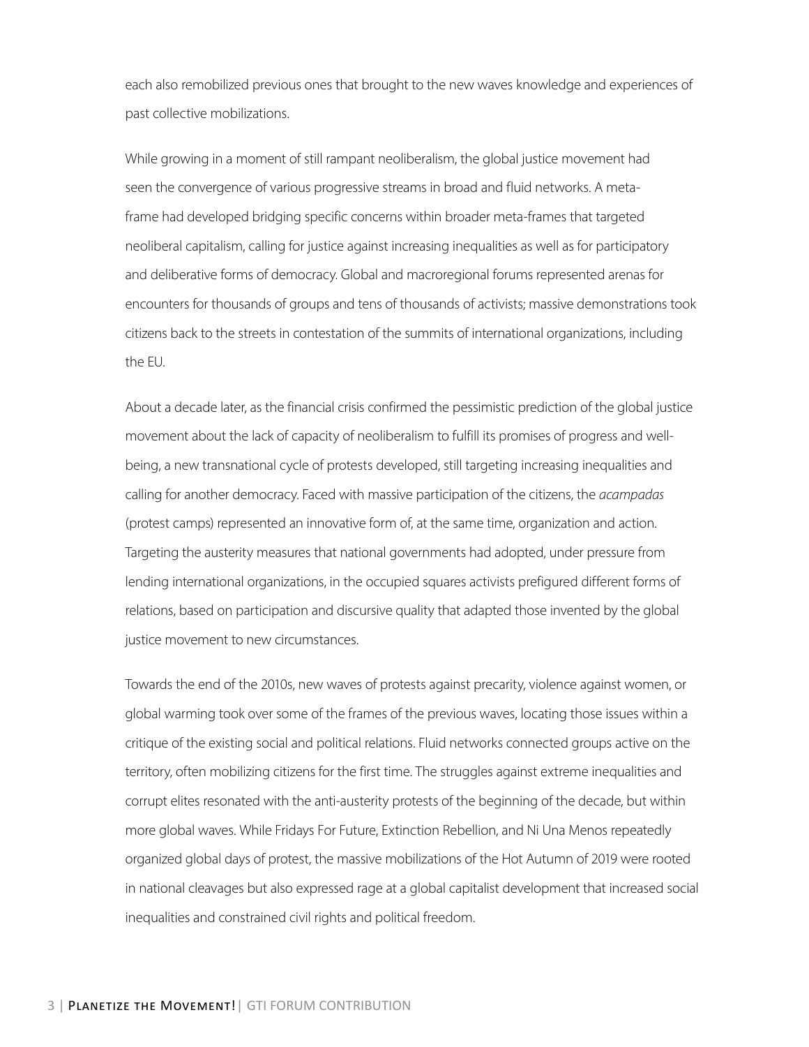each also remobilized previous ones that brought to the new waves knowledge and experiences of past collective mobilizations.

While growing in a moment of still rampant neoliberalism, the global justice movement had seen the convergence of various progressive streams in broad and fluid networks. A meta-frame had developed bridging specific concerns within broader meta-frames that targeted neoliberal capitalism, calling for justice against increasing inequalities as well as for participatory and deliberative forms of democracy. Global and macroregional forums represented arenas for encounters for thousands of groups and tens of thousands of activists; massive demonstrations took citizens back to the streets in contestation of the summits of international organizations, including the EU.

About a decade later, as the financial crisis confirmed the pessimistic prediction of the global justice movement about the lack of capacity of neoliberalism to fulfill its promises of progress and well-being, a new transnational cycle of protests developed, still targeting increasing inequalities and calling for another democracy. Faced with massive participation of the citizens, the *acampadas* (protest camps) represented an innovative form of, at the same time, organization and action. Targeting the austerity measures that national governments had adopted, under pressure from lending international organizations, in the occupied squares activists prefigured different forms of relations, based on participation and discursive quality that adapted those invented by the global justice movement to new circumstances.

Towards the end of the 2010s, new waves of protests against precarity, violence against women, or global warming took over some of the frames of the previous waves, locating those issues within a critique of the existing social and political relations. Fluid networks connected groups active on the territory, often mobilizing citizens for the first time. The struggles against extreme inequalities and corrupt elites resonated with the anti-austerity protests of the beginning of the decade, but within more global waves. While Fridays For Future, Extinction Rebellion, and Ni Una Menos repeatedly organized global days of protest, the massive mobilizations of the Hot Autumn of 2019 were rooted in national cleavages but also expressed rage at a global capitalist development that increased social inequalities and constrained civil rights and political freedom.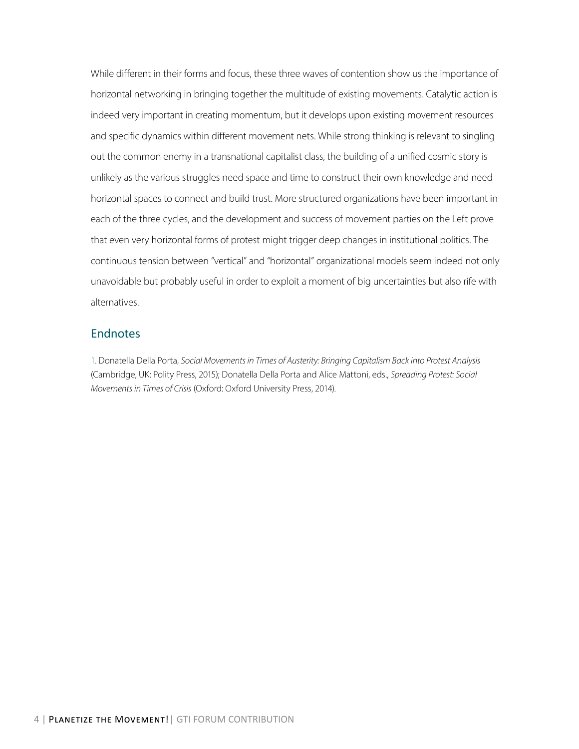While different in their forms and focus, these three waves of contention show us the importance of horizontal networking in bringing together the multitude of existing movements. Catalytic action is indeed very important in creating momentum, but it develops upon existing movement resources and specific dynamics within different movement nets. While strong thinking is relevant to singling out the common enemy in a transnational capitalist class, the building of a unified cosmic story is unlikely as the various struggles need space and time to construct their own knowledge and need horizontal spaces to connect and build trust. More structured organizations have been important in each of the three cycles, and the development and success of movement parties on the Left prove that even very horizontal forms of protest might trigger deep changes in institutional politics. The continuous tension between "vertical" and "horizontal" organizational models seem indeed not only unavoidable but probably useful in order to exploit a moment of big uncertainties but also rife with alternatives.

## Endnotes

1. Donatella Della Porta, *Social Movements in Times of Austerity: Bringing Capitalism Back into Protest Analysis* (Cambridge, UK: Polity Press, 2015); Donatella Della Porta and Alice Mattoni, eds., *Spreading Protest: Social Movements in Times of Crisis* (Oxford: Oxford University Press, 2014).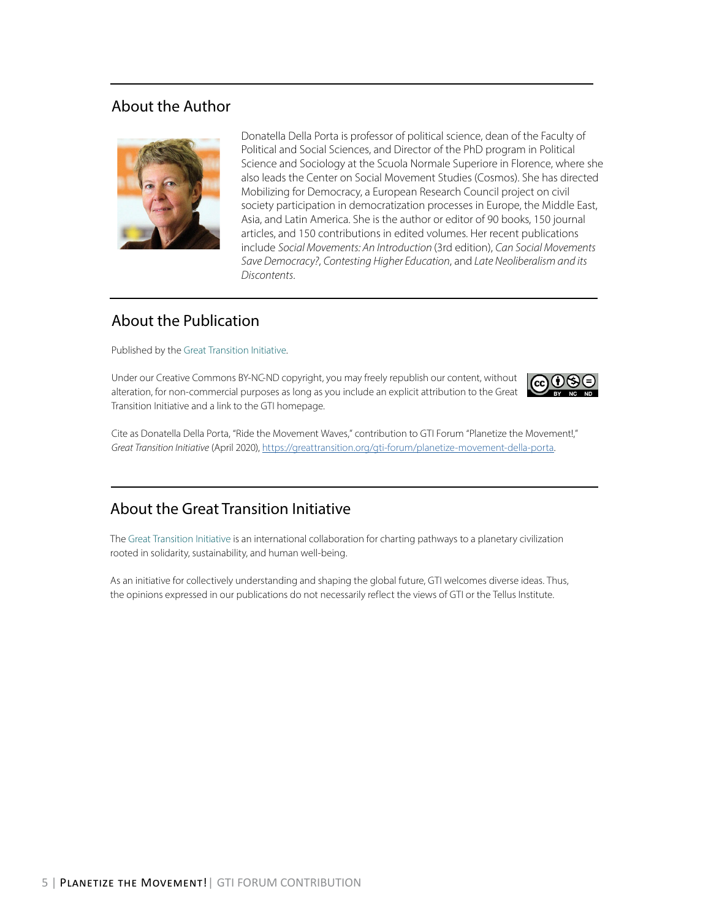## About the Author

Donatella Della Porta is professor of political science, dean of the Faculty of Political and Social Sciences, and Director of the PhD program in Political Science and Sociology at the Scuola Normale Superiore in Florence, where she also leads the Center on Social Movement Studies (Cosmos). She has directed Mobilizing for Democracy, a European Research Council project on civil society participation in democratization processes in Europe, the Middle East, Asia, and Latin America. She is the author or editor of 90 books, 150 journal articles, and 150 contributions in edited volumes. Her recent publications include *Social Movements: An Introduction* (3rd edition), *Can Social Movements Save Democracy?*, *Contesting Higher Education*, and *Late Neoliberalism and its Discontents*.

## About the Publication

Published by the Great Transition Initiative.

Under our Creative Commons BY-NC-ND copyright, you may freely republish our content, without alteration, for non-commercial purposes as long as you include an explicit attribution to the Great Transition Initiative and a link to the GTI homepage.

Cite as Donatella Della Porta, "Ride the Movement Waves," contribution to GTI Forum "Planetize the Movement!," *Great Transition Initiative* (April 2020), https://greattransition.org/gti-forum/planetize-movement-della-porta.

## About the Great Transition Initiative

The Great Transition Initiative is an international collaboration for charting pathways to a planetary civilization rooted in solidarity, sustainability, and human well-being.

As an initiative for collectively understanding and shaping the global future, GTI welcomes diverse ideas. Thus, the opinions expressed in our publications do not necessarily reflect the views of GTI or the Tellus Institute.